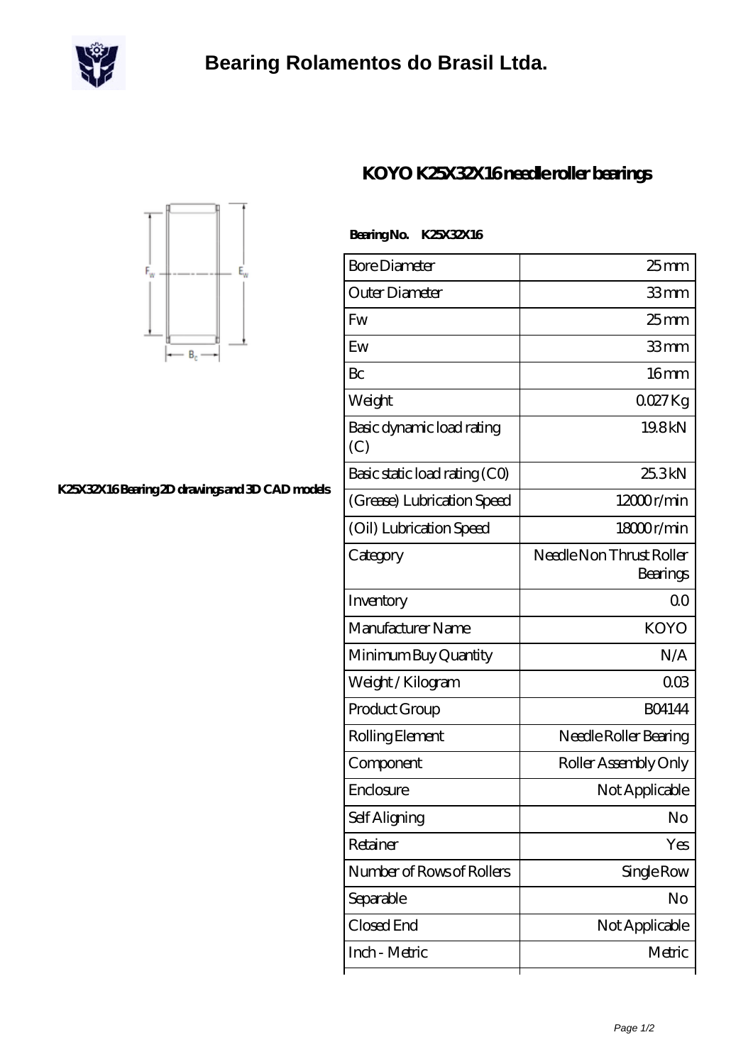# Bearing Rolamentos do Brasil Ltda.

## KOYO K25X32X16 needle roller bearings

K25X32X16 Bearing 2D drawings and 3D CAD models

**Bearing No. K25X32X16**

| | |
|---|---|
| Bore Diameter | 25 mm |
| Outer Diameter | 33 mm |
| Fw | 25 mm |
| Ew | 33 mm |
| Bc | 16 mm |
| Weight | 0.027 Kg |
| Basic dynamic load rating (C) | 19.8 kN |
| Basic static load rating (C0) | 25.3 kN |
| (Grease) Lubrication Speed | 12000 r/min |
| (Oil) Lubrication Speed | 18000 r/min |
| Category | Needle Non Thrust Roller Bearings |
| Inventory | 0.0 |
| Manufacturer Name | KOYO |
| Minimum Buy Quantity | N/A |
| Weight / Kilogram | 0.03 |
| Product Group | B04144 |
| Rolling Element | Needle Roller Bearing |
| Component | Roller Assembly Only |
| Enclosure | Not Applicable |
| Self Aligning | No |
| Retainer | Yes |
| Number of Rows of Rollers | Single Row |
| Separable | No |
| Closed End | Not Applicable |
| Inch - Metric | Metric |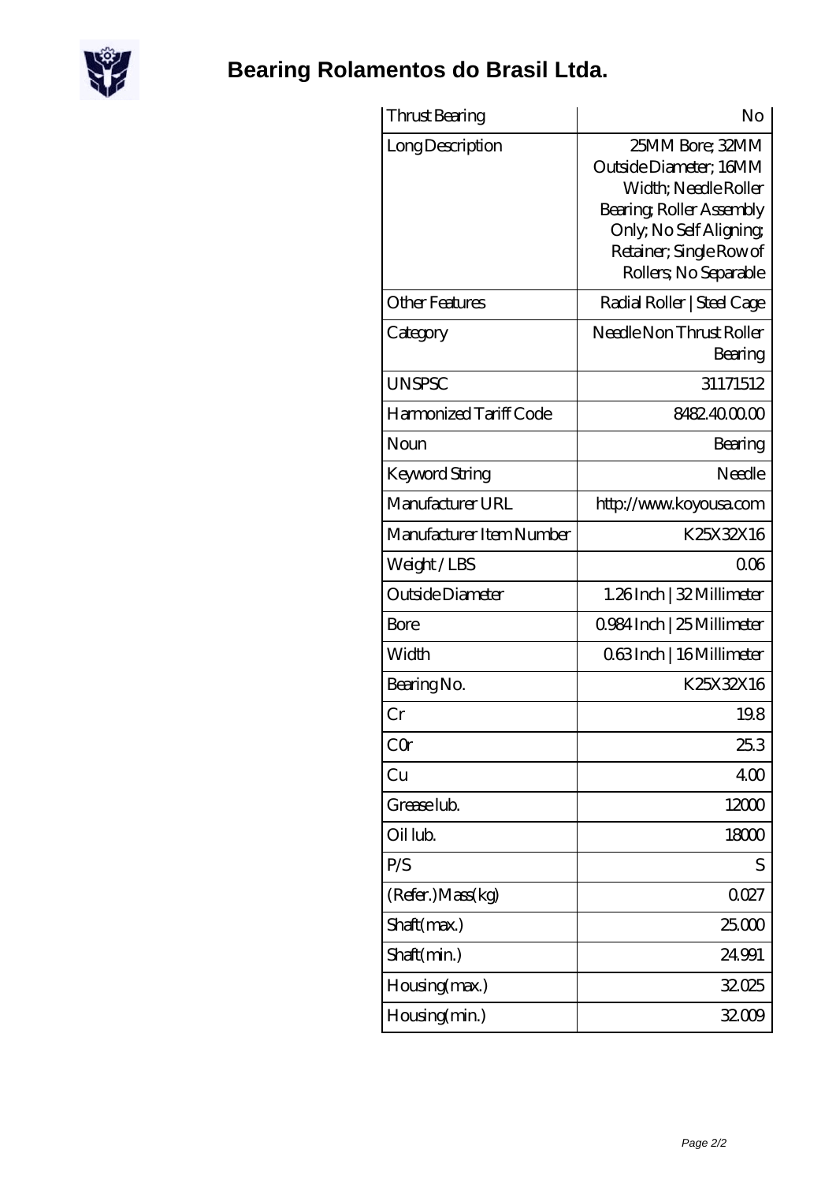# Bearing Rolamentos do Brasil Ltda.

| | |
|---|---|
| Thrust Bearing | No |
| Long Description | 25MM Bore; 32MM Outside Diameter; 16MM Width; Needle Roller Bearing; Roller Assembly Only; No Self Aligning; Retainer; Single Row of Rollers; No Separable |
| Other Features | Radial Roller \| Steel Cage |
| Category | Needle Non Thrust Roller Bearing |
| UNSPSC | 31171512 |
| Harmonized Tariff Code | 8482.40.00.00 |
| Noun | Bearing |
| Keyword String | Needle |
| Manufacturer URL | http://www.koyousa.com |
| Manufacturer Item Number | K25X32X16 |
| Weight / LBS | 0.06 |
| Outside Diameter | 1.26 Inch \| 32 Millimeter |
| Bore | 0.984 Inch \| 25 Millimeter |
| Width | 0.63 Inch \| 16 Millimeter |
| Bearing No. | K25X32X16 |
| Cr | 19.8 |
| C0r | 25.3 |
| Cu | 4.00 |
| Grease lub. | 12000 |
| Oil lub. | 18000 |
| P/S | S |
| (Refer.) Mass(kg) | 0.027 |
| Shaft(max.) | 25.000 |
| Shaft(min.) | 24.991 |
| Housing(max.) | 32.025 |
| Housing(min.) | 32.009 |